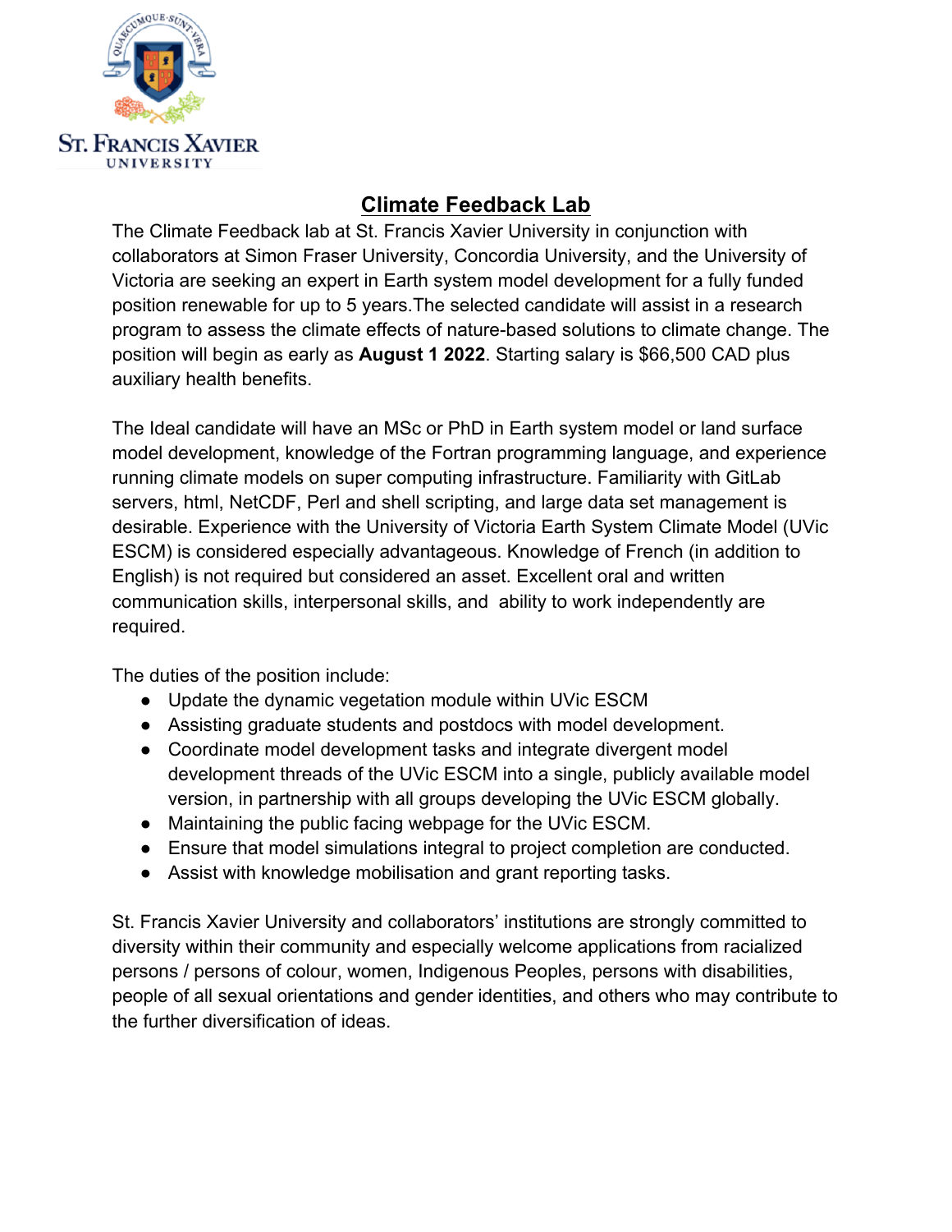# Climate Feedback Lab

The Climate Feedback lab at St. Francis Xavier University in conjunction with collaborators at Simon Fraser University, Concordia University, and the University of Victoria are seeking an expert in Earth system model development for a fully funded position renewable for up to 5 years.The selected candidate will assist in a research program to assess the climate effects of nature-based solutions to climate change. The position will begin as early as **August 1 2022**. Starting salary is $66,500 CAD plus auxiliary health benefits.

The Ideal candidate will have an MSc or PhD in Earth system model or land surface model development, knowledge of the Fortran programming language, and experience running climate models on super computing infrastructure. Familiarity with GitLab servers, html, NetCDF, Perl and shell scripting, and large data set management is desirable. Experience with the University of Victoria Earth System Climate Model (UVic ESCM) is considered especially advantageous. Knowledge of French (in addition to English) is not required but considered an asset. Excellent oral and written communication skills, interpersonal skills, and ability to work independently are required.

The duties of the position include:

- Update the dynamic vegetation module within UVic ESCM
- Assisting graduate students and postdocs with model development.
- Coordinate model development tasks and integrate divergent model development threads of the UVic ESCM into a single, publicly available model version, in partnership with all groups developing the UVic ESCM globally.
- Maintaining the public facing webpage for the UVic ESCM.
- Ensure that model simulations integral to project completion are conducted.
- Assist with knowledge mobilisation and grant reporting tasks.

St. Francis Xavier University and collaborators' institutions are strongly committed to diversity within their community and especially welcome applications from racialized persons / persons of colour, women, Indigenous Peoples, persons with disabilities, people of all sexual orientations and gender identities, and others who may contribute to the further diversification of ideas.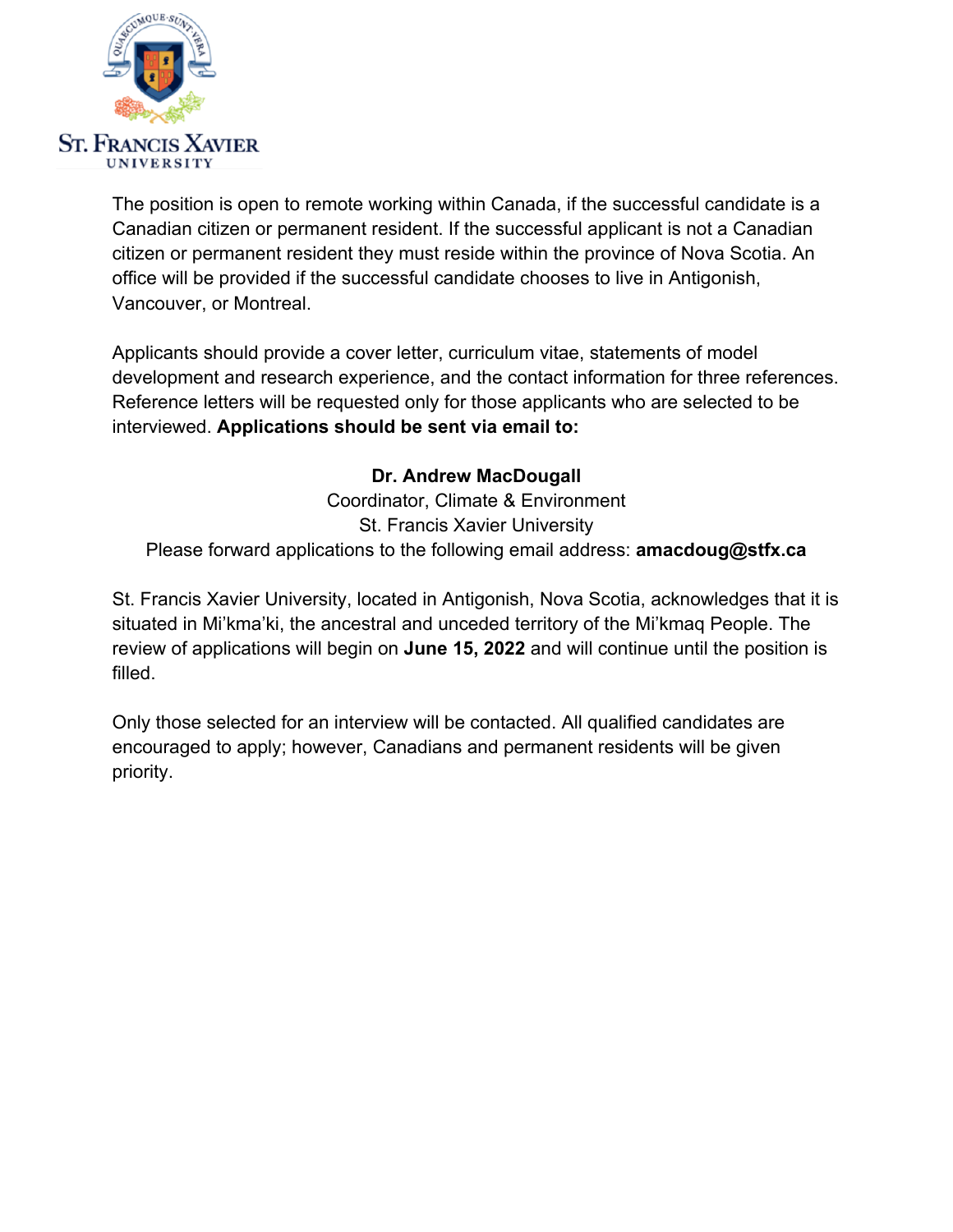The position is open to remote working within Canada, if the successful candidate is a Canadian citizen or permanent resident. If the successful applicant is not a Canadian citizen or permanent resident they must reside within the province of Nova Scotia. An office will be provided if the successful candidate chooses to live in Antigonish, Vancouver, or Montreal.

Applicants should provide a cover letter, curriculum vitae, statements of model development and research experience, and the contact information for three references. Reference letters will be requested only for those applicants who are selected to be interviewed. **Applications should be sent via email to:**

**Dr. Andrew MacDougall**
Coordinator, Climate & Environment
St. Francis Xavier University
Please forward applications to the following email address: **amacdoug@stfx.ca**

St. Francis Xavier University, located in Antigonish, Nova Scotia, acknowledges that it is situated in Mi'kma'ki, the ancestral and unceded territory of the Mi'kmaq People. The review of applications will begin on **June 15, 2022** and will continue until the position is filled.

Only those selected for an interview will be contacted. All qualified candidates are encouraged to apply; however, Canadians and permanent residents will be given priority.